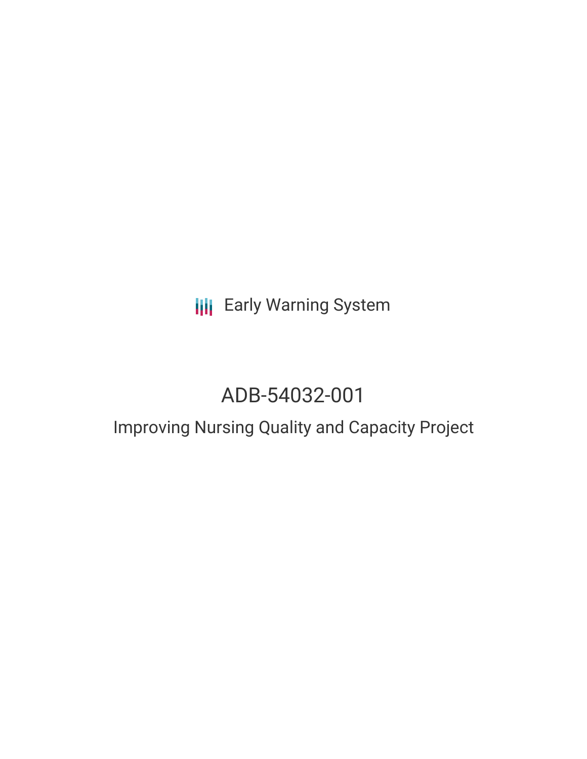Early Warning System

# ADB-54032-001

## Improving Nursing Quality and Capacity Project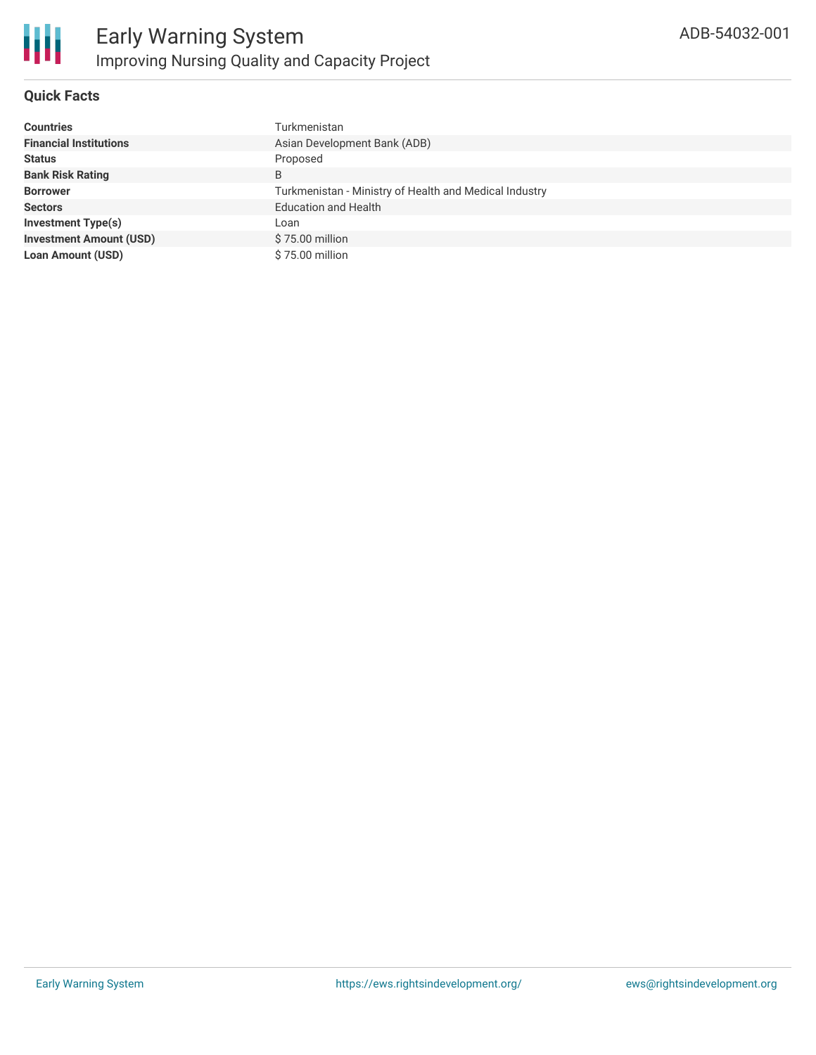## Quick Facts

| | |
|---|---|
| **Countries** | Turkmenistan |
| **Financial Institutions** | Asian Development Bank (ADB) |
| **Status** | Proposed |
| **Bank Risk Rating** | B |
| **Borrower** | Turkmenistan - Ministry of Health and Medical Industry |
| **Sectors** | Education and Health |
| **Investment Type(s)** | Loan |
| **Investment Amount (USD)** | $ 75.00 million |
| **Loan Amount (USD)** | $ 75.00 million |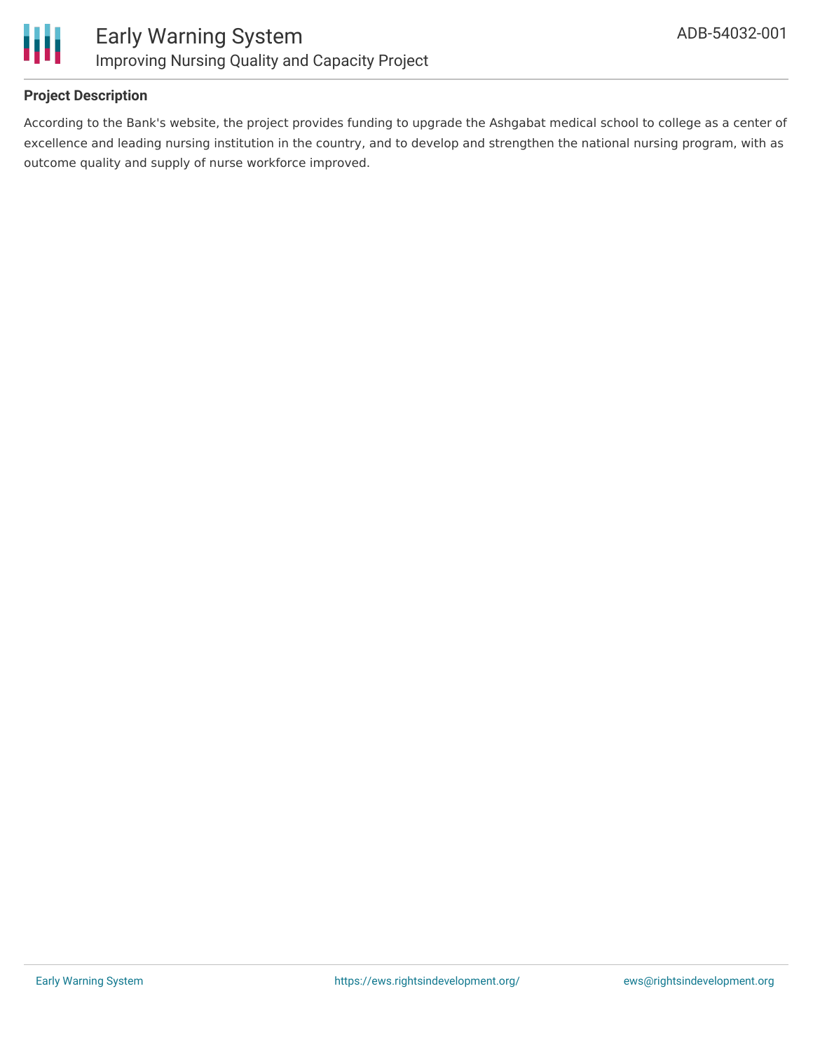## Project Description

According to the Bank's website, the project provides funding to upgrade the Ashgabat medical school to college as a center of excellence and leading nursing institution in the country, and to develop and strengthen the national nursing program, with as outcome quality and supply of nurse workforce improved.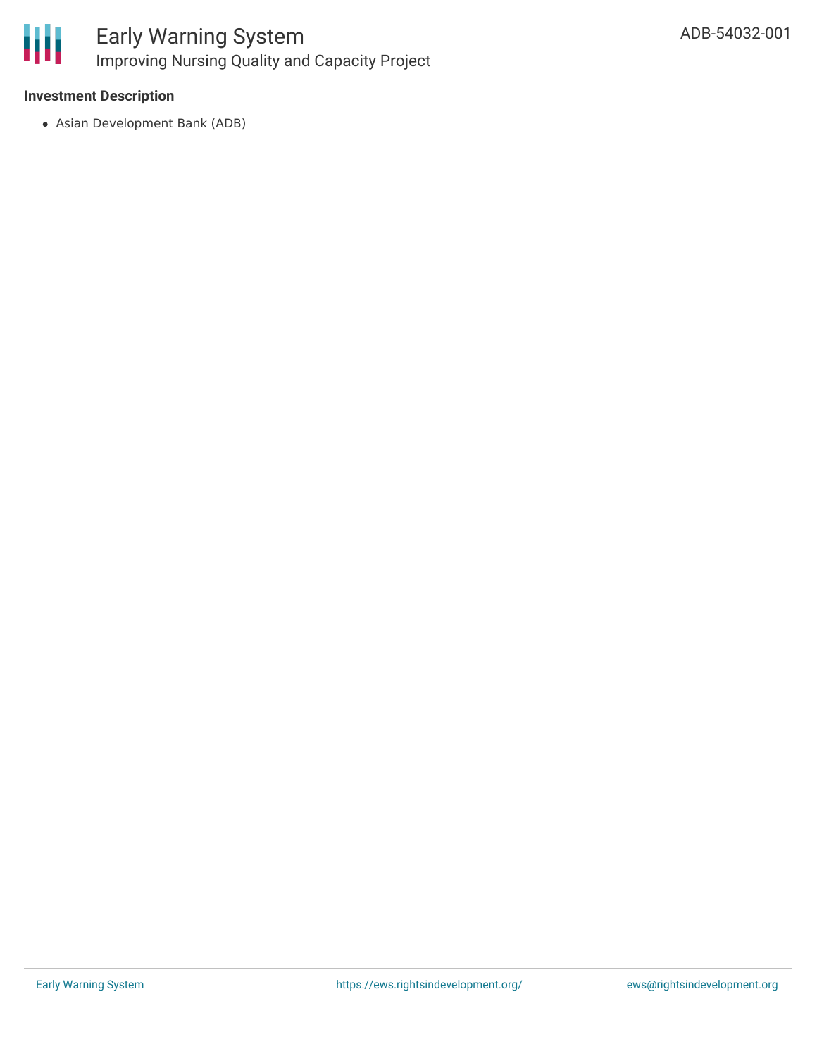### Investment Description

- Asian Development Bank (ADB)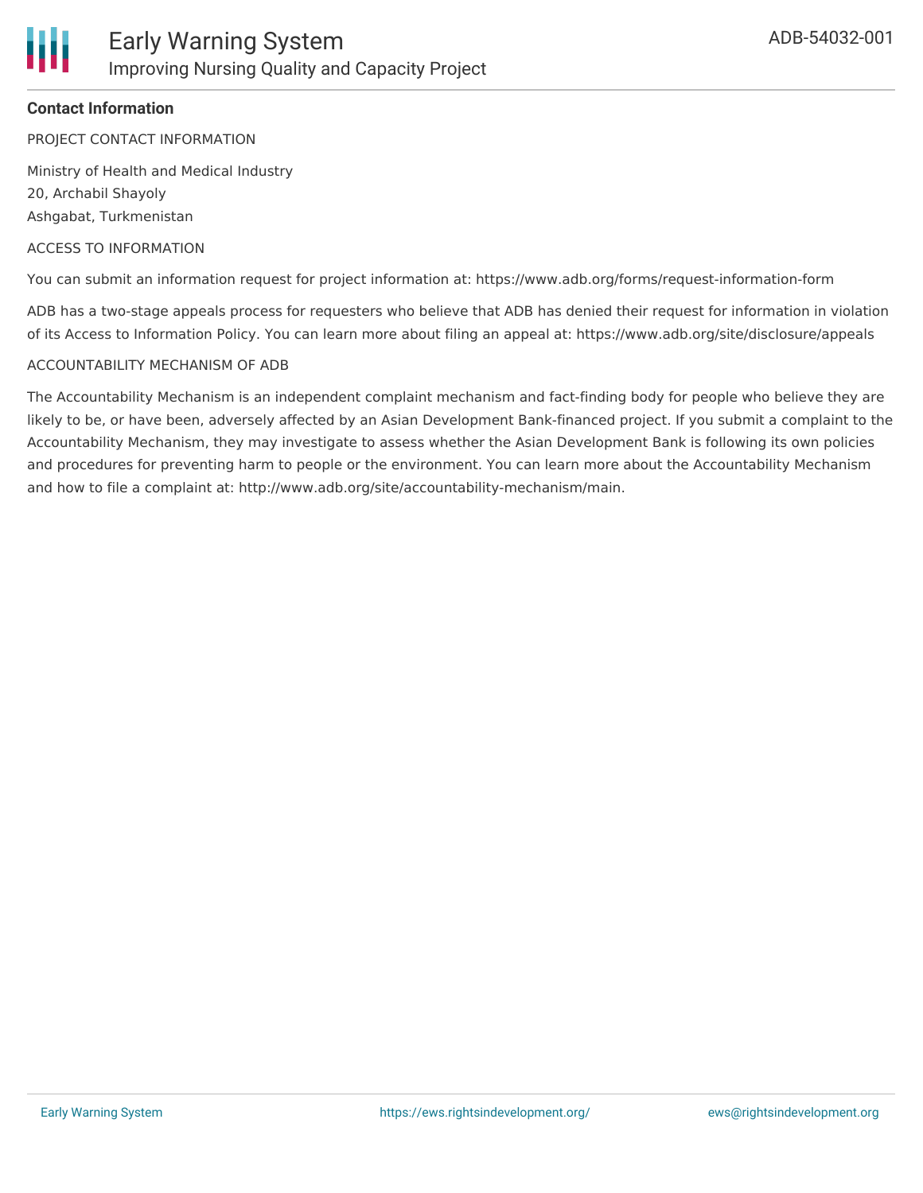## Contact Information

PROJECT CONTACT INFORMATION

Ministry of Health and Medical Industry
20, Archabil Shayoly
Ashgabat, Turkmenistan

ACCESS TO INFORMATION

You can submit an information request for project information at: https://www.adb.org/forms/request-information-form

ADB has a two-stage appeals process for requesters who believe that ADB has denied their request for information in violation of its Access to Information Policy. You can learn more about filing an appeal at: https://www.adb.org/site/disclosure/appeals

ACCOUNTABILITY MECHANISM OF ADB

The Accountability Mechanism is an independent complaint mechanism and fact-finding body for people who believe they are likely to be, or have been, adversely affected by an Asian Development Bank-financed project. If you submit a complaint to the Accountability Mechanism, they may investigate to assess whether the Asian Development Bank is following its own policies and procedures for preventing harm to people or the environment. You can learn more about the Accountability Mechanism and how to file a complaint at: http://www.adb.org/site/accountability-mechanism/main.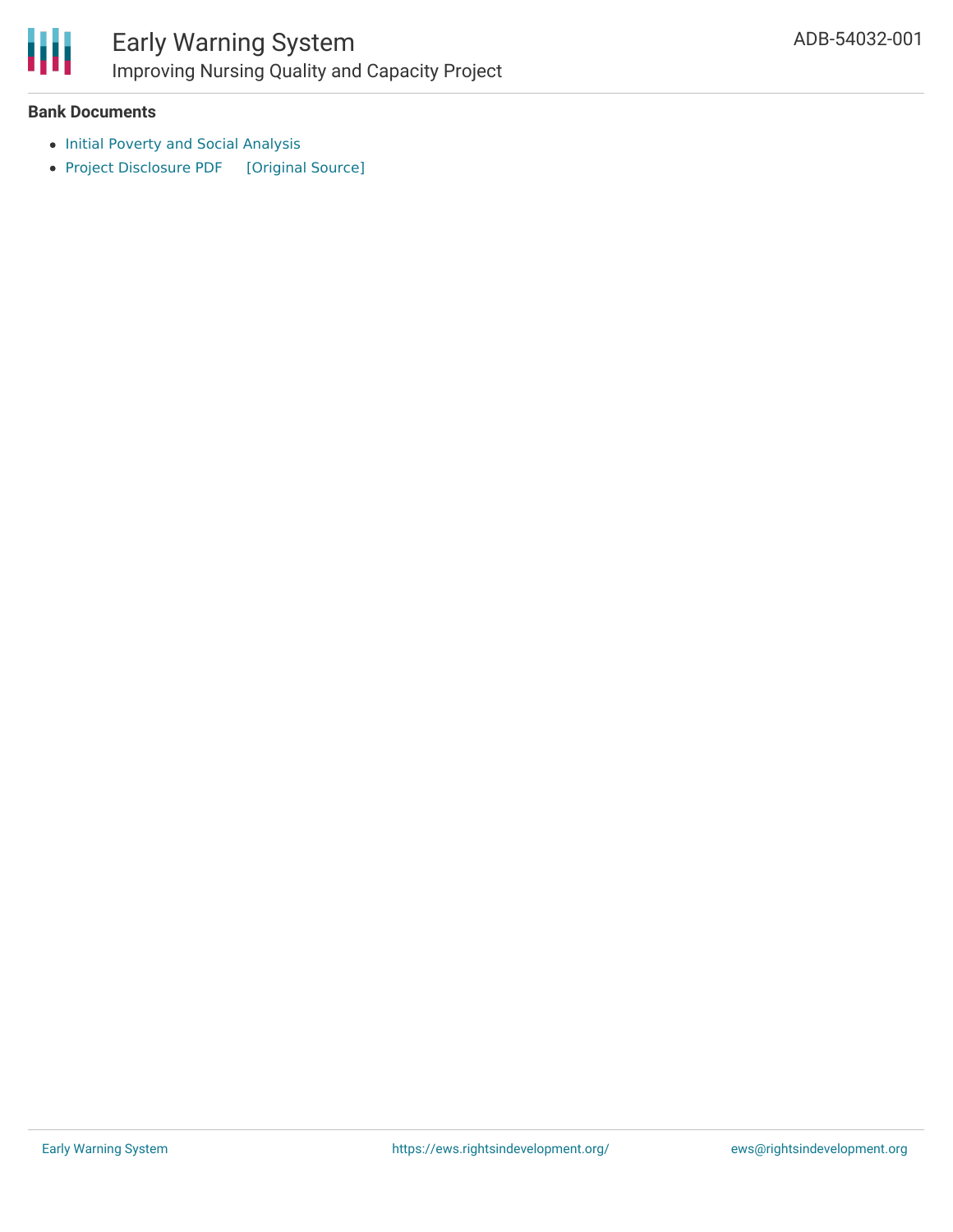**Bank Documents**

- Initial Poverty and Social Analysis
- Project Disclosure PDF [Original Source]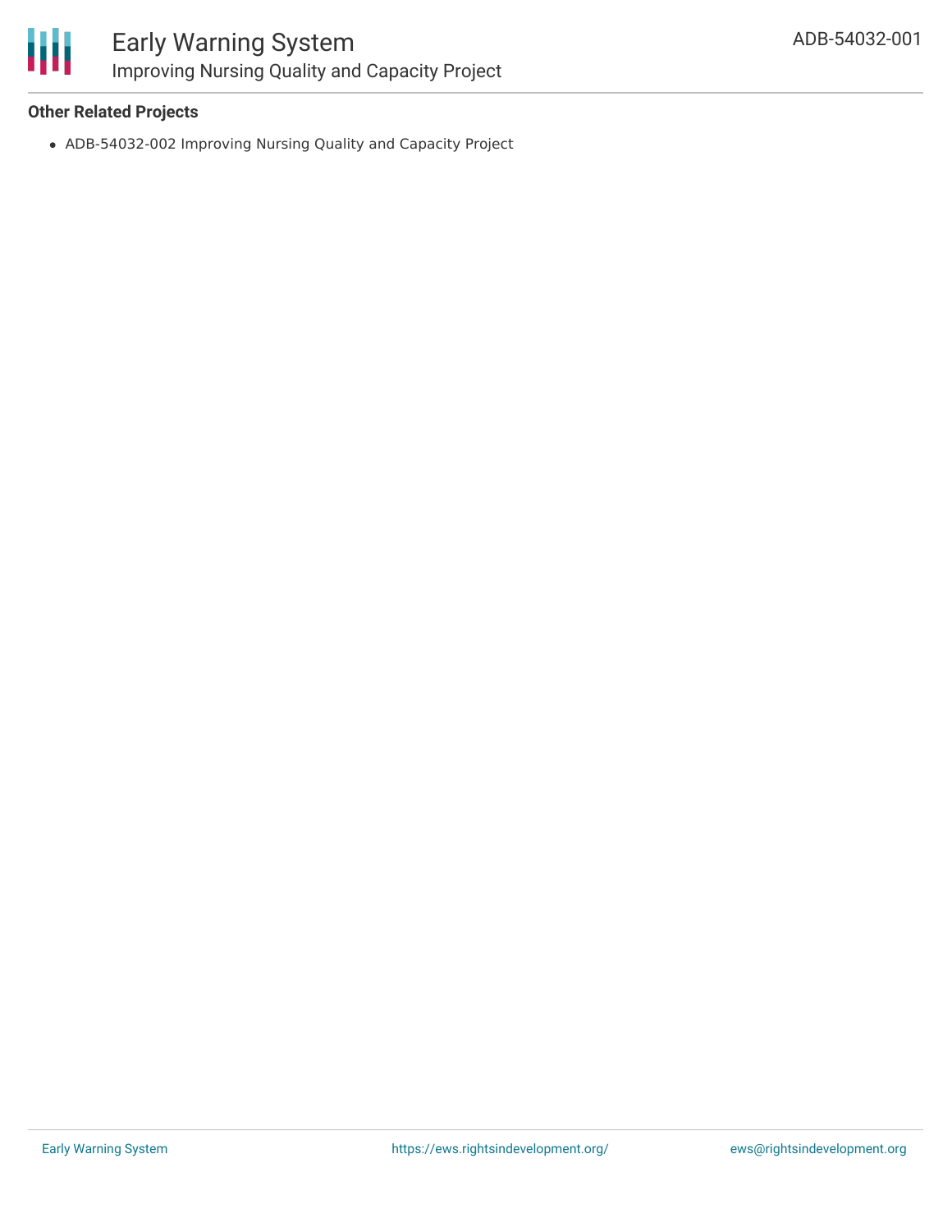**Other Related Projects**

- ADB-54032-002 Improving Nursing Quality and Capacity Project